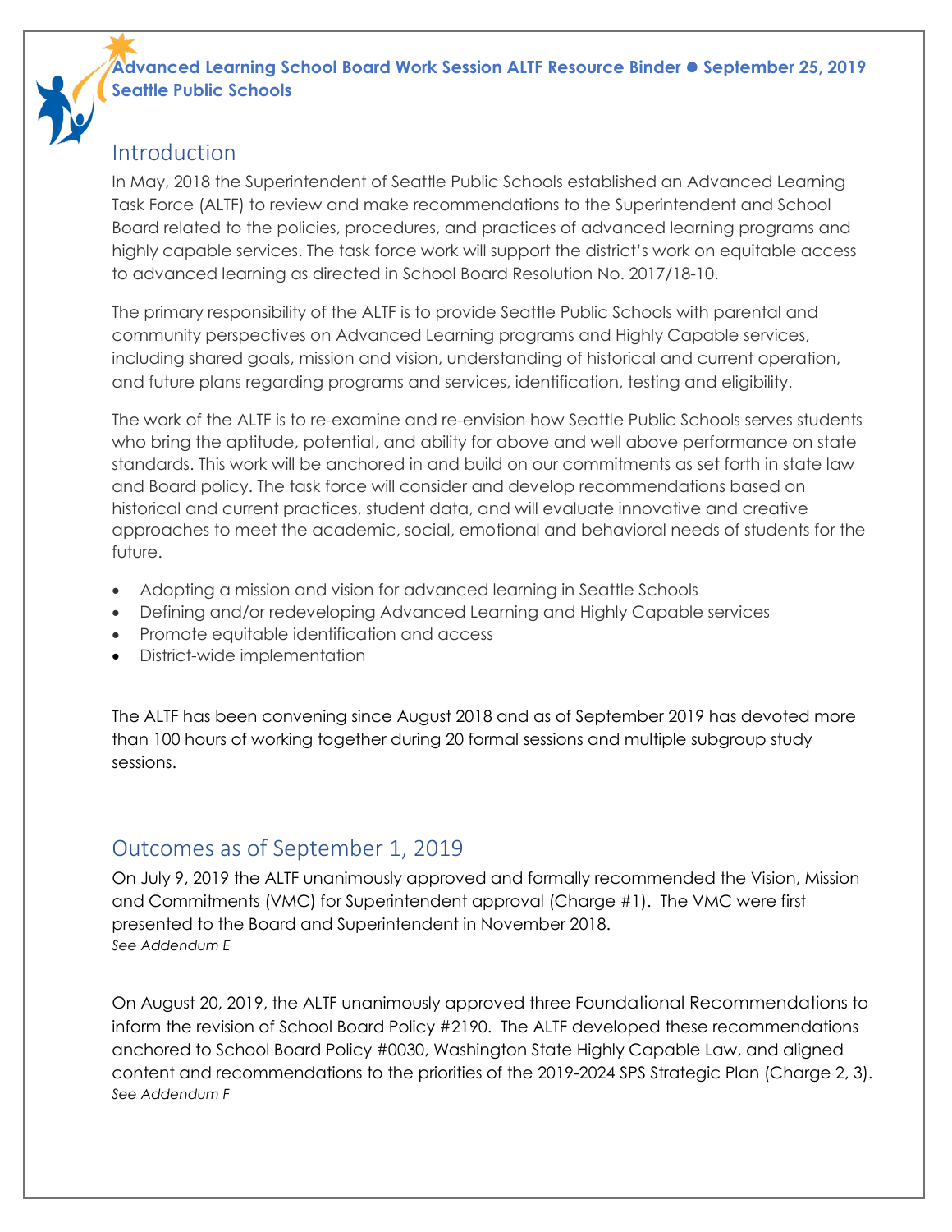**Advanced Learning School Board Work Session ALTF Resource Binder ● September 25, 2019**
**Seattle Public Schools**

## Introduction

In May, 2018 the Superintendent of Seattle Public Schools established an Advanced Learning Task Force (ALTF) to review and make recommendations to the Superintendent and School Board related to the policies, procedures, and practices of advanced learning programs and highly capable services. The task force work will support the district's work on equitable access to advanced learning as directed in School Board Resolution No. 2017/18-10.

The primary responsibility of the ALTF is to provide Seattle Public Schools with parental and community perspectives on Advanced Learning programs and Highly Capable services, including shared goals, mission and vision, understanding of historical and current operation, and future plans regarding programs and services, identification, testing and eligibility.

The work of the ALTF is to re-examine and re-envision how Seattle Public Schools serves students who bring the aptitude, potential, and ability for above and well above performance on state standards. This work will be anchored in and build on our commitments as set forth in state law and Board policy. The task force will consider and develop recommendations based on historical and current practices, student data, and will evaluate innovative and creative approaches to meet the academic, social, emotional and behavioral needs of students for the future.

- Adopting a mission and vision for advanced learning in Seattle Schools
- Defining and/or redeveloping Advanced Learning and Highly Capable services
- Promote equitable identification and access
- District-wide implementation

The ALTF has been convening since August 2018 and as of September 2019 has devoted more than 100 hours of working together during 20 formal sessions and multiple subgroup study sessions.

## Outcomes as of September 1, 2019

On July 9, 2019 the ALTF unanimously approved and formally recommended the Vision, Mission and Commitments (VMC) for Superintendent approval (Charge #1). The VMC were first presented to the Board and Superintendent in November 2018.
*See Addendum E*

On August 20, 2019, the ALTF unanimously approved three Foundational Recommendations to inform the revision of School Board Policy #2190. The ALTF developed these recommendations anchored to School Board Policy #0030, Washington State Highly Capable Law, and aligned content and recommendations to the priorities of the 2019-2024 SPS Strategic Plan (Charge 2, 3).
*See Addendum F*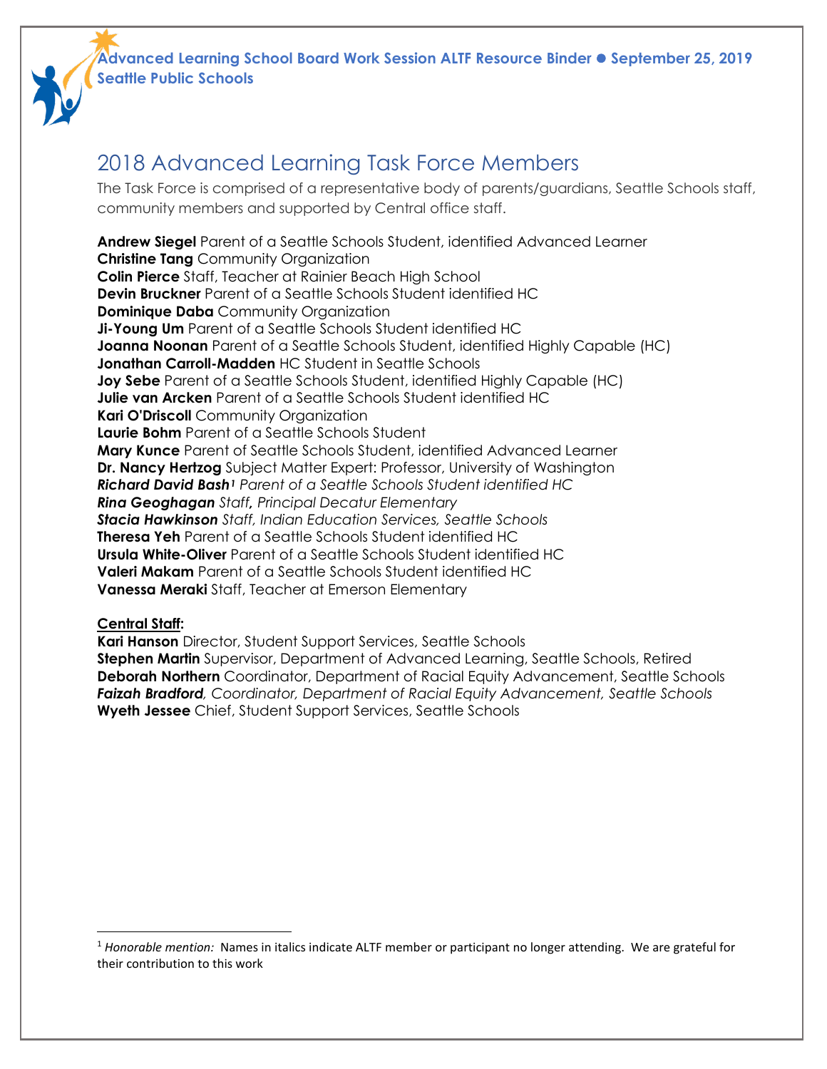## 2018 Advanced Learning Task Force Members

The Task Force is comprised of a representative body of parents/guardians, Seattle Schools staff, community members and supported by Central office staff.

**Andrew Siegel** Parent of a Seattle Schools Student, identified Advanced Learner
**Christine Tang** Community Organization
**Colin Pierce** Staff, Teacher at Rainier Beach High School
**Devin Bruckner** Parent of a Seattle Schools Student identified HC
**Dominique Daba** Community Organization
**Ji-Young Um** Parent of a Seattle Schools Student identified HC
**Joanna Noonan** Parent of a Seattle Schools Student, identified Highly Capable (HC)
**Jonathan Carroll-Madden** HC Student in Seattle Schools
**Joy Sebe** Parent of a Seattle Schools Student, identified Highly Capable (HC)
**Julie van Arcken** Parent of a Seattle Schools Student identified HC
**Kari O'Driscoll** Community Organization
**Laurie Bohm** Parent of a Seattle Schools Student
**Mary Kunce** Parent of Seattle Schools Student, identified Advanced Learner
**Dr. Nancy Hertzog** Subject Matter Expert: Professor, University of Washington
***Richard David Bash***[1] *Parent of a Seattle Schools Student identified HC*
***Rina Geoghagan*** *Staff, Principal Decatur Elementary*
***Stacia Hawkinson*** *Staff, Indian Education Services, Seattle Schools*
**Theresa Yeh** Parent of a Seattle Schools Student identified HC
**Ursula White-Oliver** Parent of a Seattle Schools Student identified HC
**Valeri Makam** Parent of a Seattle Schools Student identified HC
**Vanessa Meraki** Staff, Teacher at Emerson Elementary

**Central Staff:**
**Kari Hanson** Director, Student Support Services, Seattle Schools
**Stephen Martin** Supervisor, Department of Advanced Learning, Seattle Schools, Retired
**Deborah Northern** Coordinator, Department of Racial Equity Advancement, Seattle Schools
***Faizah Bradford****, Coordinator, Department of Racial Equity Advancement, Seattle Schools*
**Wyeth Jessee** Chief, Student Support Services, Seattle Schools

---

[1] *Honorable mention:* Names in italics indicate ALTF member or participant no longer attending. We are grateful for their contribution to this work